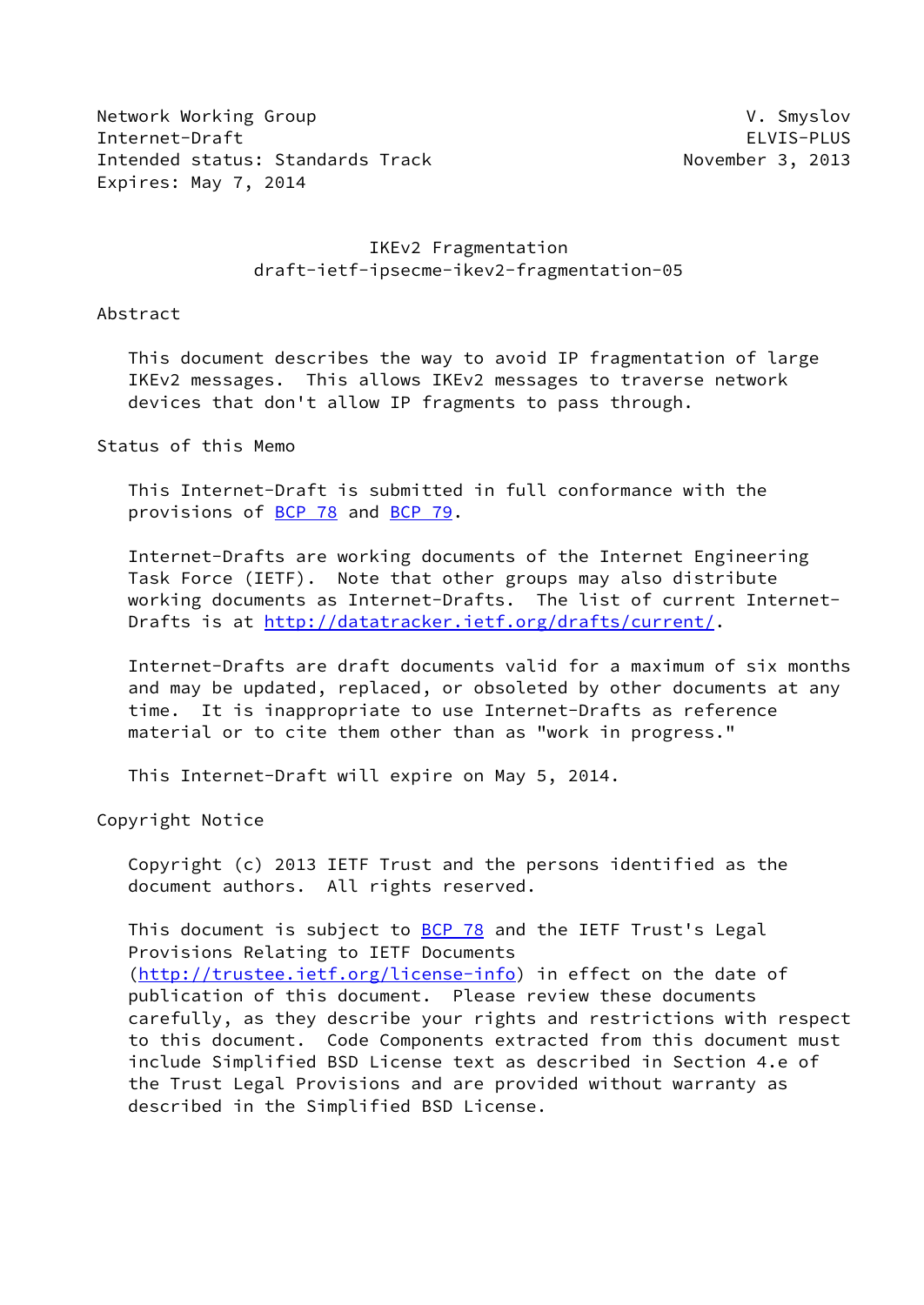Network Working Group V. Smyslov
Internet-Draft ELVIS-PLUS
Intended status: Standards Track November 3, 2013
Expires: May 7, 2014

# IKEv2 Fragmentation
## draft-ietf-ipsecme-ikev2-fragmentation-05

## Abstract

This document describes the way to avoid IP fragmentation of large IKEv2 messages. This allows IKEv2 messages to traverse network devices that don't allow IP fragments to pass through.

## Status of this Memo

This Internet-Draft is submitted in full conformance with the provisions of BCP 78 and BCP 79.

Internet-Drafts are working documents of the Internet Engineering Task Force (IETF). Note that other groups may also distribute working documents as Internet-Drafts. The list of current Internet-Drafts is at http://datatracker.ietf.org/drafts/current/.

Internet-Drafts are draft documents valid for a maximum of six months and may be updated, replaced, or obsoleted by other documents at any time. It is inappropriate to use Internet-Drafts as reference material or to cite them other than as "work in progress."

This Internet-Draft will expire on May 5, 2014.

## Copyright Notice

Copyright (c) 2013 IETF Trust and the persons identified as the document authors. All rights reserved.

This document is subject to BCP 78 and the IETF Trust's Legal Provisions Relating to IETF Documents (http://trustee.ietf.org/license-info) in effect on the date of publication of this document. Please review these documents carefully, as they describe your rights and restrictions with respect to this document. Code Components extracted from this document must include Simplified BSD License text as described in Section 4.e of the Trust Legal Provisions and are provided without warranty as described in the Simplified BSD License.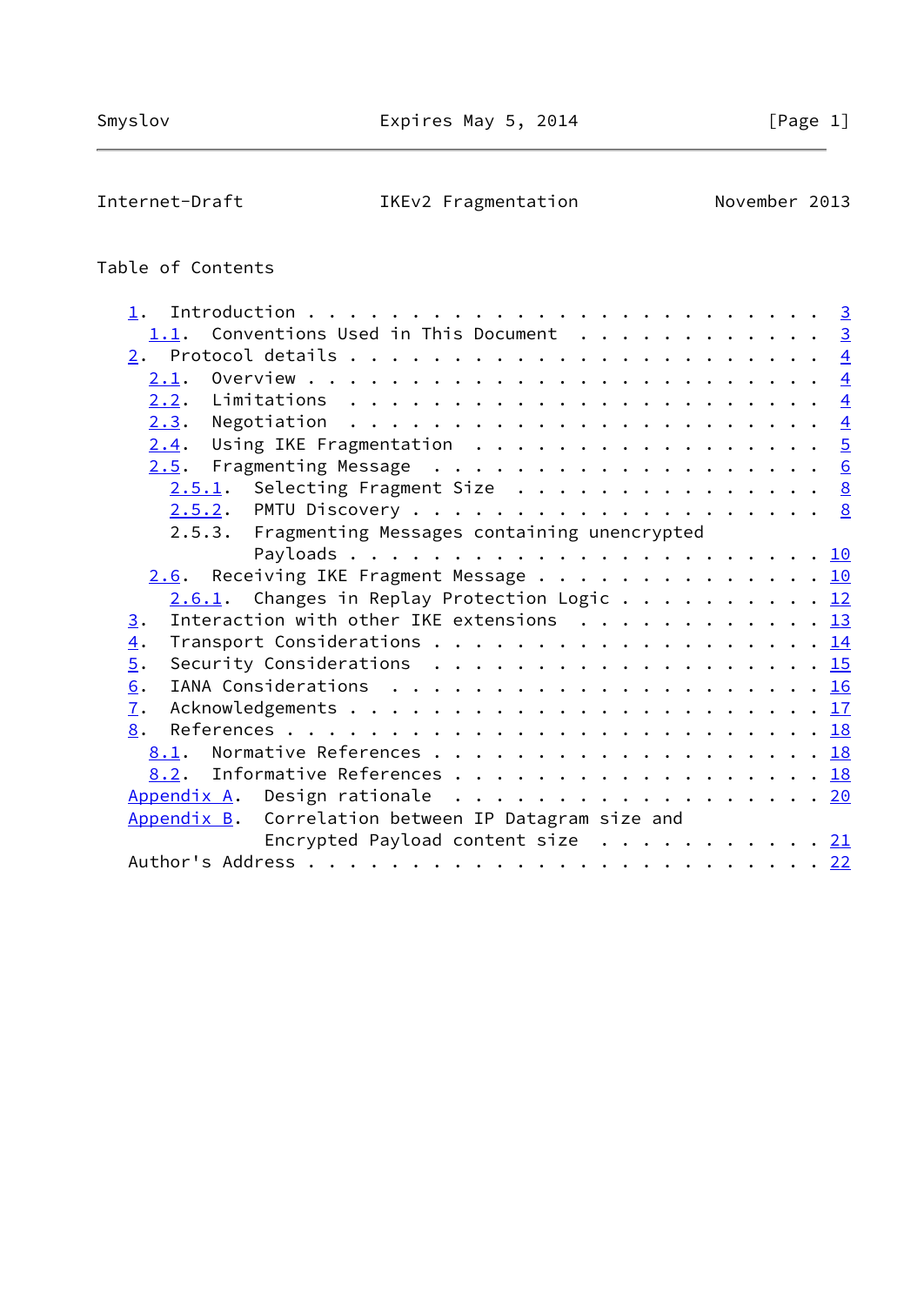## Table of Contents

```
   1.  Introduction . . . . . . . . . . . . . . . . . . . . . . . .   3
     1.1.  Conventions Used in This Document  . . . . . . . . . . .   3
   2.  Protocol details . . . . . . . . . . . . . . . . . . . . . .   4
     2.1.  Overview . . . . . . . . . . . . . . . . . . . . . . . .   4
     2.2.  Limitations  . . . . . . . . . . . . . . . . . . . . . .   4
     2.3.  Negotiation  . . . . . . . . . . . . . . . . . . . . . .   4
     2.4.  Using IKE Fragmentation  . . . . . . . . . . . . . . . .   5
     2.5.  Fragmenting Message  . . . . . . . . . . . . . . . . . .   6
       2.5.1.  Selecting Fragment Size  . . . . . . . . . . . . . .   8
       2.5.2.  PMTU Discovery . . . . . . . . . . . . . . . . . . .   8
       2.5.3.  Fragmenting Messages containing unencrypted
               Payloads . . . . . . . . . . . . . . . . . . . . . .  10
     2.6.  Receiving IKE Fragment Message . . . . . . . . . . . . .  10
       2.6.1.  Changes in Replay Protection Logic . . . . . . . . .  12
   3.  Interaction with other IKE extensions  . . . . . . . . . . .  13
   4.  Transport Considerations . . . . . . . . . . . . . . . . . .  14
   5.  Security Considerations  . . . . . . . . . . . . . . . . . .  15
   6.  IANA Considerations  . . . . . . . . . . . . . . . . . . . .  16
   7.  Acknowledgements . . . . . . . . . . . . . . . . . . . . . .  17
   8.  References . . . . . . . . . . . . . . . . . . . . . . . . .  18
     8.1.  Normative References . . . . . . . . . . . . . . . . . .  18
     8.2.  Informative References . . . . . . . . . . . . . . . . .  18
   Appendix A.  Design rationale  . . . . . . . . . . . . . . . . .  20
   Appendix B.  Correlation between IP Datagram size and
                Encrypted Payload content size  . . . . . . . . . .  21
   Author's Address . . . . . . . . . . . . . . . . . . . . . . . .  22
```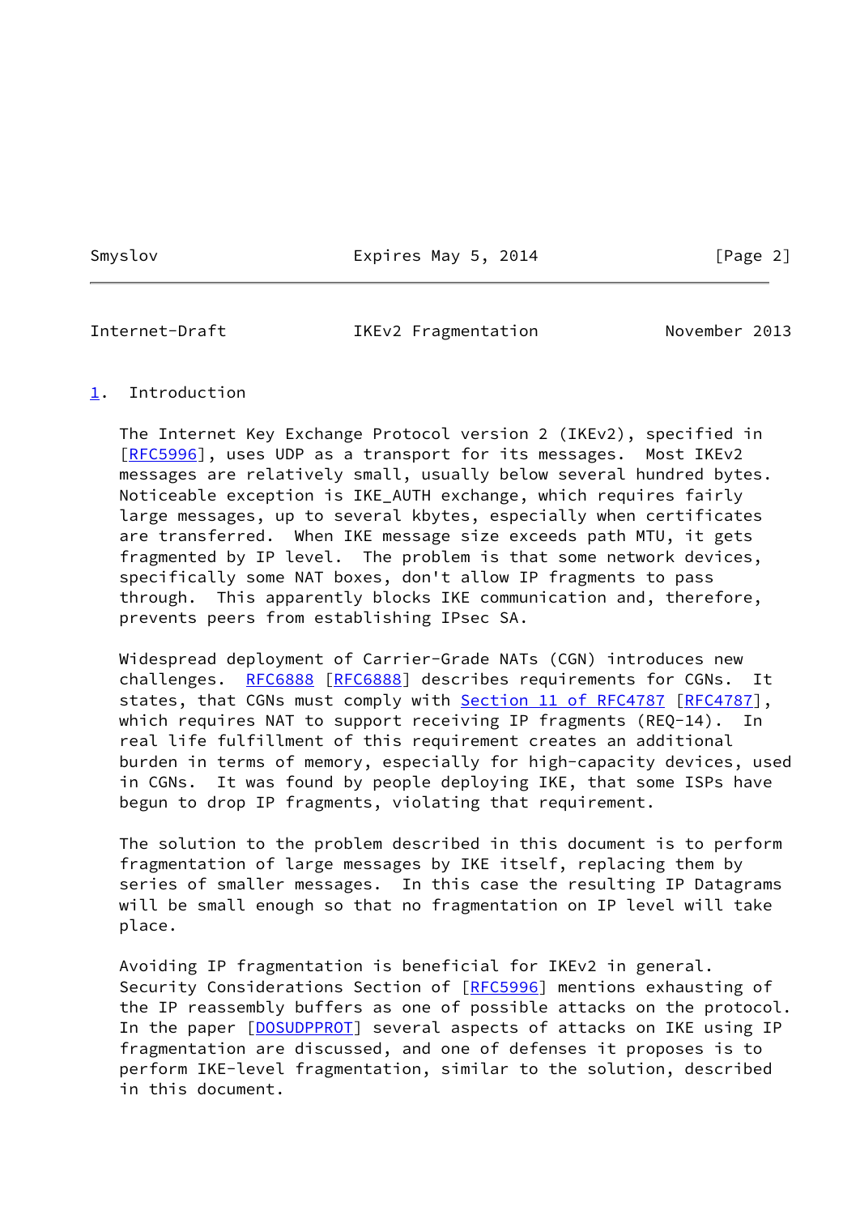# 1. Introduction

The Internet Key Exchange Protocol version 2 (IKEv2), specified in [RFC5996], uses UDP as a transport for its messages. Most IKEv2 messages are relatively small, usually below several hundred bytes. Noticeable exception is IKE_AUTH exchange, which requires fairly large messages, up to several kbytes, especially when certificates are transferred. When IKE message size exceeds path MTU, it gets fragmented by IP level. The problem is that some network devices, specifically some NAT boxes, don't allow IP fragments to pass through. This apparently blocks IKE communication and, therefore, prevents peers from establishing IPsec SA.

Widespread deployment of Carrier-Grade NATs (CGN) introduces new challenges. RFC6888 [RFC6888] describes requirements for CGNs. It states, that CGNs must comply with Section 11 of RFC4787 [RFC4787], which requires NAT to support receiving IP fragments (REQ-14). In real life fulfillment of this requirement creates an additional burden in terms of memory, especially for high-capacity devices, used in CGNs. It was found by people deploying IKE, that some ISPs have begun to drop IP fragments, violating that requirement.

The solution to the problem described in this document is to perform fragmentation of large messages by IKE itself, replacing them by series of smaller messages. In this case the resulting IP Datagrams will be small enough so that no fragmentation on IP level will take place.

Avoiding IP fragmentation is beneficial for IKEv2 in general. Security Considerations Section of [RFC5996] mentions exhausting of the IP reassembly buffers as one of possible attacks on the protocol. In the paper [DOSUDPPROT] several aspects of attacks on IKE using IP fragmentation are discussed, and one of defenses it proposes is to perform IKE-level fragmentation, similar to the solution, described in this document.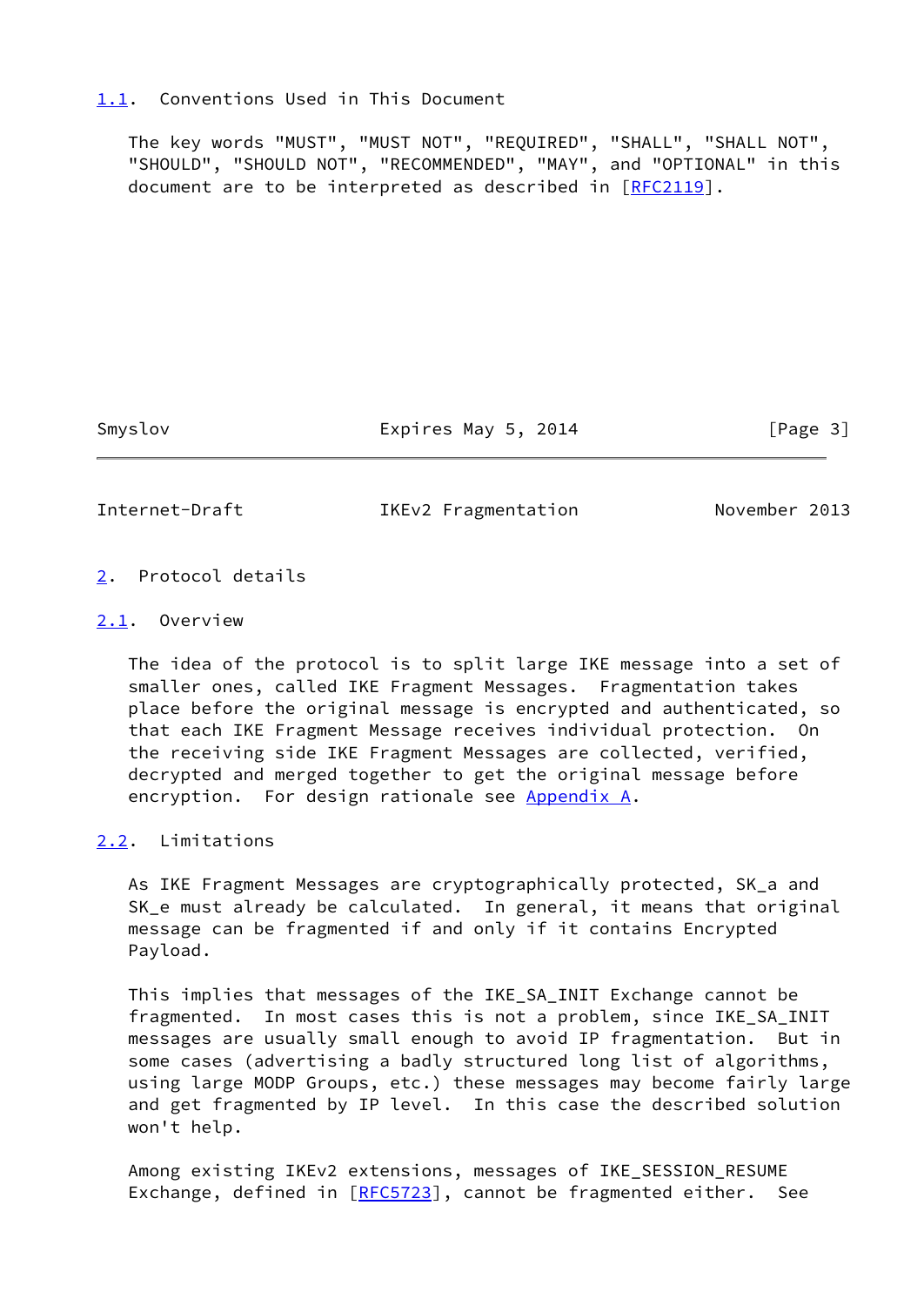### 1.1. Conventions Used in This Document

The key words "MUST", "MUST NOT", "REQUIRED", "SHALL", "SHALL NOT", "SHOULD", "SHOULD NOT", "RECOMMENDED", "MAY", and "OPTIONAL" in this document are to be interpreted as described in [RFC2119].

## 2. Protocol details

### 2.1. Overview

The idea of the protocol is to split large IKE message into a set of smaller ones, called IKE Fragment Messages. Fragmentation takes place before the original message is encrypted and authenticated, so that each IKE Fragment Message receives individual protection. On the receiving side IKE Fragment Messages are collected, verified, decrypted and merged together to get the original message before encryption. For design rationale see Appendix A.

### 2.2. Limitations

As IKE Fragment Messages are cryptographically protected, SK_a and SK_e must already be calculated. In general, it means that original message can be fragmented if and only if it contains Encrypted Payload.

This implies that messages of the IKE_SA_INIT Exchange cannot be fragmented. In most cases this is not a problem, since IKE_SA_INIT messages are usually small enough to avoid IP fragmentation. But in some cases (advertising a badly structured long list of algorithms, using large MODP Groups, etc.) these messages may become fairly large and get fragmented by IP level. In this case the described solution won't help.

Among existing IKEv2 extensions, messages of IKE_SESSION_RESUME Exchange, defined in [RFC5723], cannot be fragmented either. See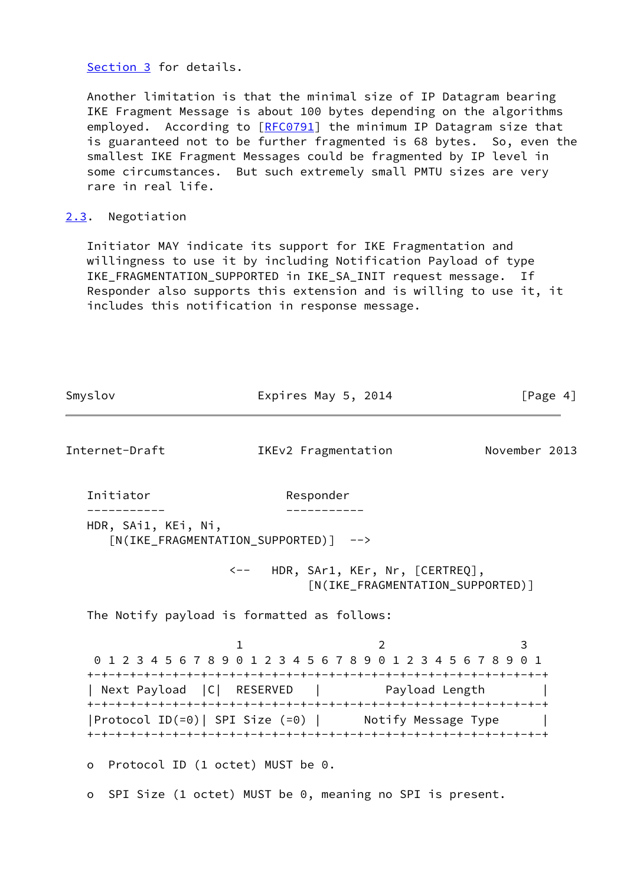Section 3 for details.

Another limitation is that the minimal size of IP Datagram bearing IKE Fragment Message is about 100 bytes depending on the algorithms employed. According to [RFC0791] the minimum IP Datagram size that is guaranteed not to be further fragmented is 68 bytes. So, even the smallest IKE Fragment Messages could be fragmented by IP level in some circumstances. But such extremely small PMTU sizes are very rare in real life.

## 2.3. Negotiation

Initiator MAY indicate its support for IKE Fragmentation and willingness to use it by including Notification Payload of type IKE_FRAGMENTATION_SUPPORTED in IKE_SA_INIT request message. If Responder also supports this extension and is willing to use it, it includes this notification in response message.

```
   Initiator                     Responder
   -----------                   -----------
   HDR, SAi1, KEi, Ni,
      [N(IKE_FRAGMENTATION_SUPPORTED)]  -->

                        <--   HDR, SAr1, KEr, Nr, [CERTREQ],
                                   [N(IKE_FRAGMENTATION_SUPPORTED)]
```

The Notify payload is formatted as follows:

```
                        1                   2                   3
    0 1 2 3 4 5 6 7 8 9 0 1 2 3 4 5 6 7 8 9 0 1 2 3 4 5 6 7 8 9 0 1
   +-+-+-+-+-+-+-+-+-+-+-+-+-+-+-+-+-+-+-+-+-+-+-+-+-+-+-+-+-+-+-+-+
   | Next Payload  |C|  RESERVED   |         Payload Length        |
   +-+-+-+-+-+-+-+-+-+-+-+-+-+-+-+-+-+-+-+-+-+-+-+-+-+-+-+-+-+-+-+-+
   |Protocol ID(=0)| SPI Size (=0) |      Notify Message Type      |
   +-+-+-+-+-+-+-+-+-+-+-+-+-+-+-+-+-+-+-+-+-+-+-+-+-+-+-+-+-+-+-+-+
```

- Protocol ID (1 octet) MUST be 0.

- SPI Size (1 octet) MUST be 0, meaning no SPI is present.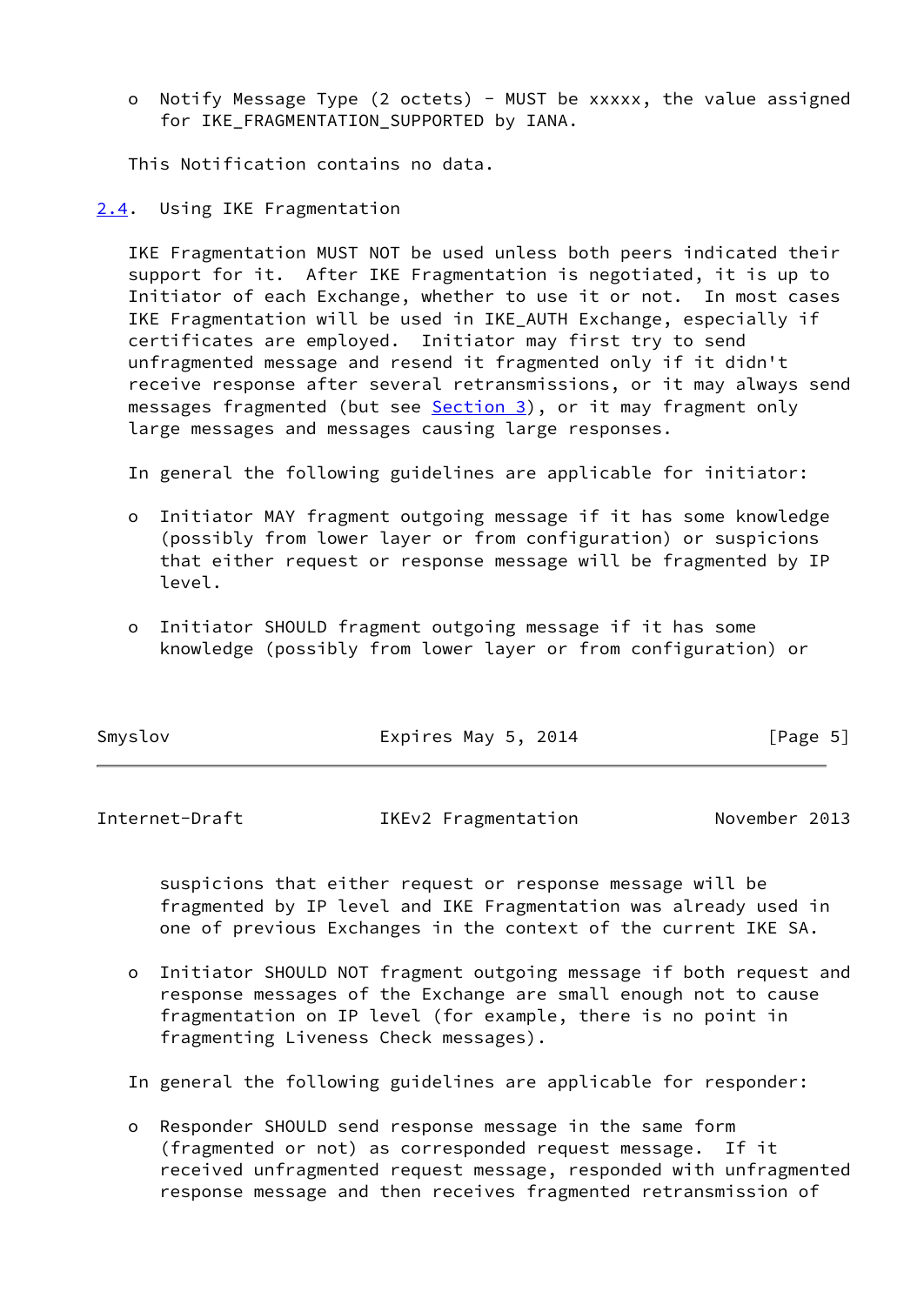- Notify Message Type (2 octets) - MUST be xxxxx, the value assigned for IKE_FRAGMENTATION_SUPPORTED by IANA.

This Notification contains no data.

## 2.4. Using IKE Fragmentation

IKE Fragmentation MUST NOT be used unless both peers indicated their support for it. After IKE Fragmentation is negotiated, it is up to Initiator of each Exchange, whether to use it or not. In most cases IKE Fragmentation will be used in IKE_AUTH Exchange, especially if certificates are employed. Initiator may first try to send unfragmented message and resend it fragmented only if it didn't receive response after several retransmissions, or it may always send messages fragmented (but see Section 3), or it may fragment only large messages and messages causing large responses.

In general the following guidelines are applicable for initiator:

- Initiator MAY fragment outgoing message if it has some knowledge (possibly from lower layer or from configuration) or suspicions that either request or response message will be fragmented by IP level.

- Initiator SHOULD fragment outgoing message if it has some knowledge (possibly from lower layer or from configuration) or suspicions that either request or response message will be fragmented by IP level and IKE Fragmentation was already used in one of previous Exchanges in the context of the current IKE SA.

- Initiator SHOULD NOT fragment outgoing message if both request and response messages of the Exchange are small enough not to cause fragmentation on IP level (for example, there is no point in fragmenting Liveness Check messages).

In general the following guidelines are applicable for responder:

- Responder SHOULD send response message in the same form (fragmented or not) as corresponded request message. If it received unfragmented request message, responded with unfragmented response message and then receives fragmented retransmission of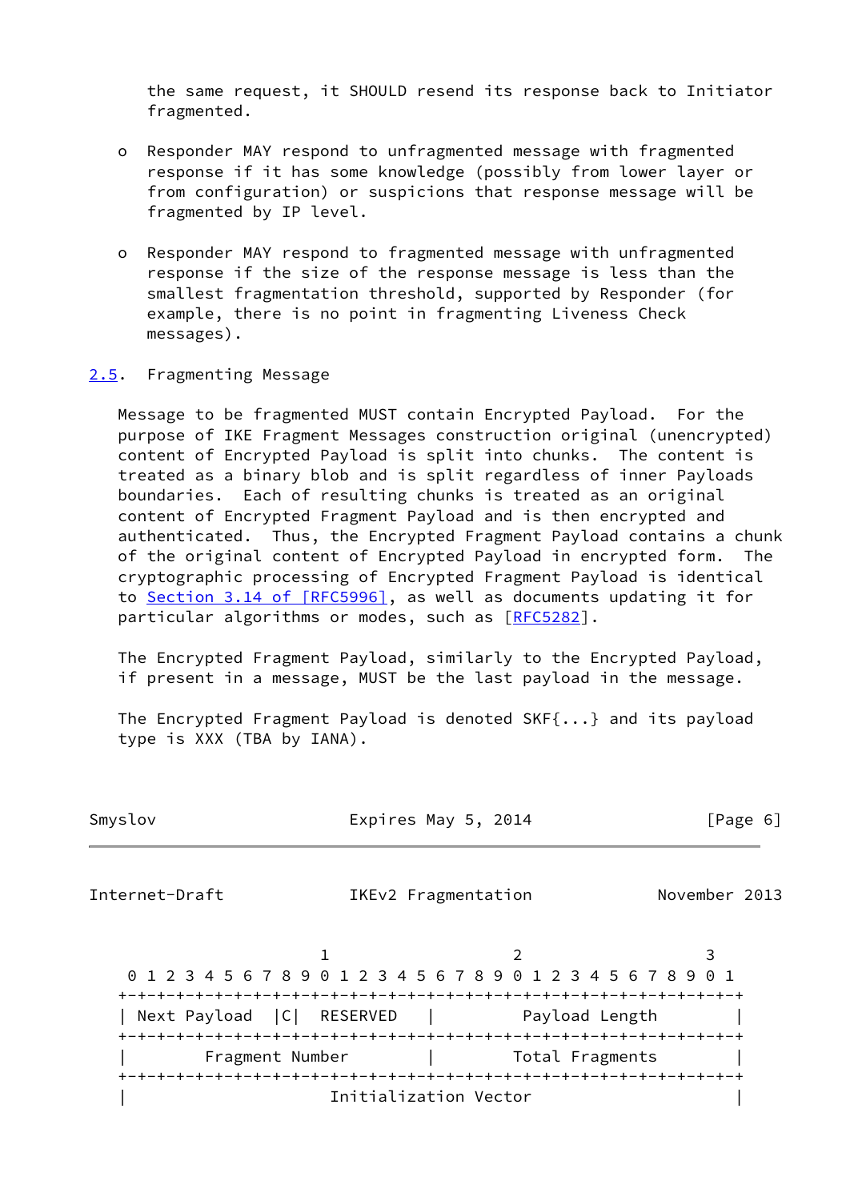the same request, it SHOULD resend its response back to Initiator fragmented.

- Responder MAY respond to unfragmented message with fragmented response if it has some knowledge (possibly from lower layer or from configuration) or suspicions that response message will be fragmented by IP level.

- Responder MAY respond to fragmented message with unfragmented response if the size of the response message is less than the smallest fragmentation threshold, supported by Responder (for example, there is no point in fragmenting Liveness Check messages).

## 2.5. Fragmenting Message

Message to be fragmented MUST contain Encrypted Payload. For the purpose of IKE Fragment Messages construction original (unencrypted) content of Encrypted Payload is split into chunks. The content is treated as a binary blob and is split regardless of inner Payloads boundaries. Each of resulting chunks is treated as an original content of Encrypted Fragment Payload and is then encrypted and authenticated. Thus, the Encrypted Fragment Payload contains a chunk of the original content of Encrypted Payload in encrypted form. The cryptographic processing of Encrypted Fragment Payload is identical to Section 3.14 of [RFC5996], as well as documents updating it for particular algorithms or modes, such as [RFC5282].

The Encrypted Fragment Payload, similarly to the Encrypted Payload, if present in a message, MUST be the last payload in the message.

The Encrypted Fragment Payload is denoted SKF{...} and its payload type is XXX (TBA by IANA).

```
                     1                   2                   3
 0 1 2 3 4 5 6 7 8 9 0 1 2 3 4 5 6 7 8 9 0 1 2 3 4 5 6 7 8 9 0 1
+-+-+-+-+-+-+-+-+-+-+-+-+-+-+-+-+-+-+-+-+-+-+-+-+-+-+-+-+-+-+-+-+
| Next Payload  |C|  RESERVED   |         Payload Length        |
+-+-+-+-+-+-+-+-+-+-+-+-+-+-+-+-+-+-+-+-+-+-+-+-+-+-+-+-+-+-+-+-+
|        Fragment Number        |        Total Fragments        |
+-+-+-+-+-+-+-+-+-+-+-+-+-+-+-+-+-+-+-+-+-+-+-+-+-+-+-+-+-+-+-+-+
|                     Initialization Vector                     |
```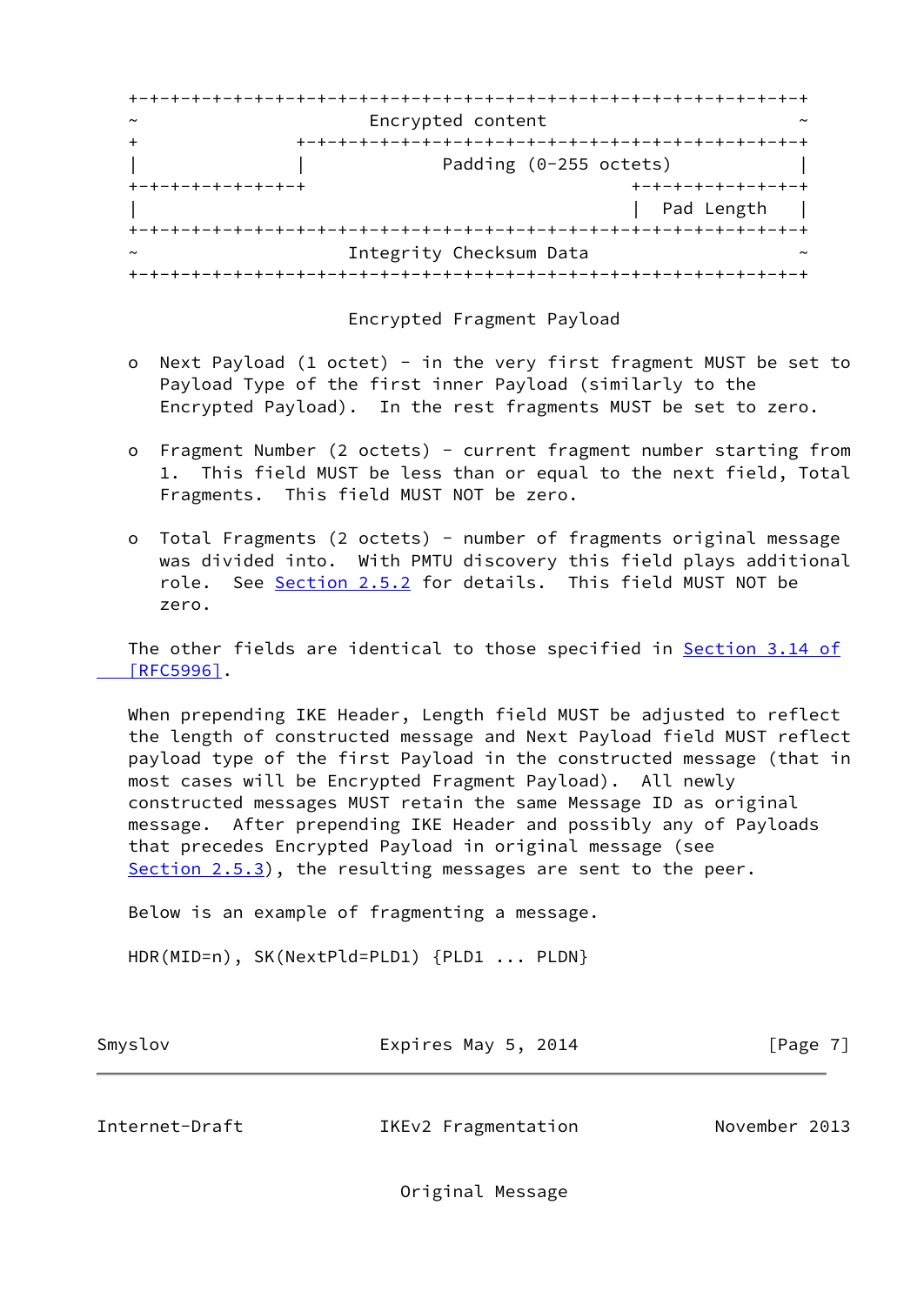```
+-+-+-+-+-+-+-+-+-+-+-+-+-+-+-+-+-+-+-+-+-+-+-+-+-+-+-+-+-+-+-+-+
~                     Encrypted content                         ~
+               +-+-+-+-+-+-+-+-+-+-+-+-+-+-+-+-+-+-+-+-+-+-+-+-+
|               |             Padding (0-255 octets)            |
+-+-+-+-+-+-+-+-+                               +-+-+-+-+-+-+-+-+
|                                               |  Pad Length   |
+-+-+-+-+-+-+-+-+-+-+-+-+-+-+-+-+-+-+-+-+-+-+-+-+-+-+-+-+-+-+-+-+
~                    Integrity Checksum Data                    ~
+-+-+-+-+-+-+-+-+-+-+-+-+-+-+-+-+-+-+-+-+-+-+-+-+-+-+-+-+-+-+-+-+
```

Encrypted Fragment Payload

- Next Payload (1 octet) - in the very first fragment MUST be set to Payload Type of the first inner Payload (similarly to the Encrypted Payload). In the rest fragments MUST be set to zero.

- Fragment Number (2 octets) - current fragment number starting from 1. This field MUST be less than or equal to the next field, Total Fragments. This field MUST NOT be zero.

- Total Fragments (2 octets) - number of fragments original message was divided into. With PMTU discovery this field plays additional role. See Section 2.5.2 for details. This field MUST NOT be zero.

The other fields are identical to those specified in Section 3.14 of [RFC5996].

When prepending IKE Header, Length field MUST be adjusted to reflect the length of constructed message and Next Payload field MUST reflect payload type of the first Payload in the constructed message (that in most cases will be Encrypted Fragment Payload). All newly constructed messages MUST retain the same Message ID as original message. After prepending IKE Header and possibly any of Payloads that precedes Encrypted Payload in original message (see Section 2.5.3), the resulting messages are sent to the peer.

Below is an example of fragmenting a message.

```
HDR(MID=n), SK(NextPld=PLD1) {PLD1 ... PLDN}
```

Original Message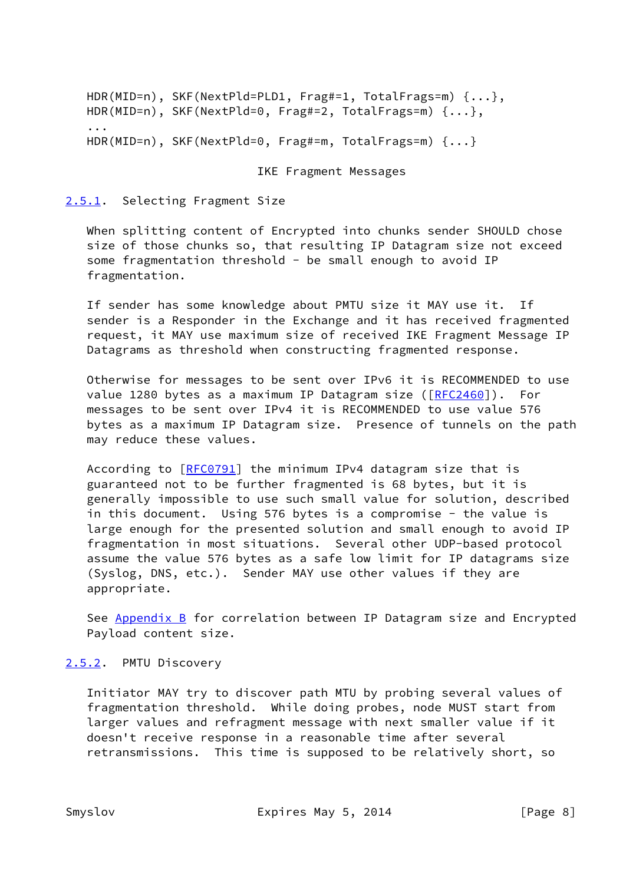```
HDR(MID=n), SKF(NextPld=PLD1, Frag#=1, TotalFrags=m) {...},
HDR(MID=n), SKF(NextPld=0, Frag#=2, TotalFrags=m) {...},
...
HDR(MID=n), SKF(NextPld=0, Frag#=m, TotalFrags=m) {...}
```

IKE Fragment Messages

### 2.5.1. Selecting Fragment Size

When splitting content of Encrypted into chunks sender SHOULD chose size of those chunks so, that resulting IP Datagram size not exceed some fragmentation threshold - be small enough to avoid IP fragmentation.

If sender has some knowledge about PMTU size it MAY use it. If sender is a Responder in the Exchange and it has received fragmented request, it MAY use maximum size of received IKE Fragment Message IP Datagrams as threshold when constructing fragmented response.

Otherwise for messages to be sent over IPv6 it is RECOMMENDED to use value 1280 bytes as a maximum IP Datagram size ([RFC2460]). For messages to be sent over IPv4 it is RECOMMENDED to use value 576 bytes as a maximum IP Datagram size. Presence of tunnels on the path may reduce these values.

According to [RFC0791] the minimum IPv4 datagram size that is guaranteed not to be further fragmented is 68 bytes, but it is generally impossible to use such small value for solution, described in this document. Using 576 bytes is a compromise - the value is large enough for the presented solution and small enough to avoid IP fragmentation in most situations. Several other UDP-based protocol assume the value 576 bytes as a safe low limit for IP datagrams size (Syslog, DNS, etc.). Sender MAY use other values if they are appropriate.

See Appendix B for correlation between IP Datagram size and Encrypted Payload content size.

### 2.5.2. PMTU Discovery

Initiator MAY try to discover path MTU by probing several values of fragmentation threshold. While doing probes, node MUST start from larger values and refragment message with next smaller value if it doesn't receive response in a reasonable time after several retransmissions. This time is supposed to be relatively short, so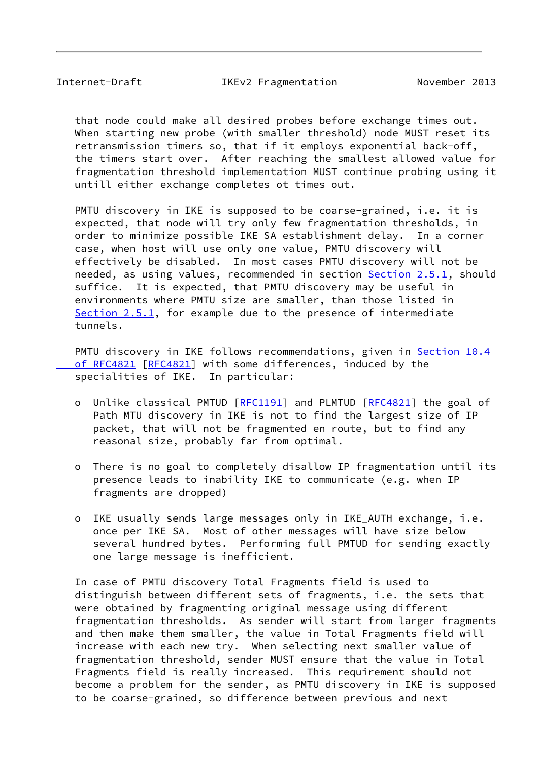that node could make all desired probes before exchange times out. When starting new probe (with smaller threshold) node MUST reset its retransmission timers so, that if it employs exponential back-off, the timers start over. After reaching the smallest allowed value for fragmentation threshold implementation MUST continue probing using it untill either exchange completes ot times out.

PMTU discovery in IKE is supposed to be coarse-grained, i.e. it is expected, that node will try only few fragmentation thresholds, in order to minimize possible IKE SA establishment delay. In a corner case, when host will use only one value, PMTU discovery will effectively be disabled. In most cases PMTU discovery will not be needed, as using values, recommended in section Section 2.5.1, should suffice. It is expected, that PMTU discovery may be useful in environments where PMTU size are smaller, than those listed in Section 2.5.1, for example due to the presence of intermediate tunnels.

PMTU discovery in IKE follows recommendations, given in Section 10.4 of RFC4821 [RFC4821] with some differences, induced by the specialities of IKE. In particular:

- Unlike classical PMTUD [RFC1191] and PLMTUD [RFC4821] the goal of Path MTU discovery in IKE is not to find the largest size of IP packet, that will not be fragmented en route, but to find any reasonal size, probably far from optimal.

- There is no goal to completely disallow IP fragmentation until its presence leads to inability IKE to communicate (e.g. when IP fragments are dropped)

- IKE usually sends large messages only in IKE_AUTH exchange, i.e. once per IKE SA. Most of other messages will have size below several hundred bytes. Performing full PMTUD for sending exactly one large message is inefficient.

In case of PMTU discovery Total Fragments field is used to distinguish between different sets of fragments, i.e. the sets that were obtained by fragmenting original message using different fragmentation thresholds. As sender will start from larger fragments and then make them smaller, the value in Total Fragments field will increase with each new try. When selecting next smaller value of fragmentation threshold, sender MUST ensure that the value in Total Fragments field is really increased. This requirement should not become a problem for the sender, as PMTU discovery in IKE is supposed to be coarse-grained, so difference between previous and next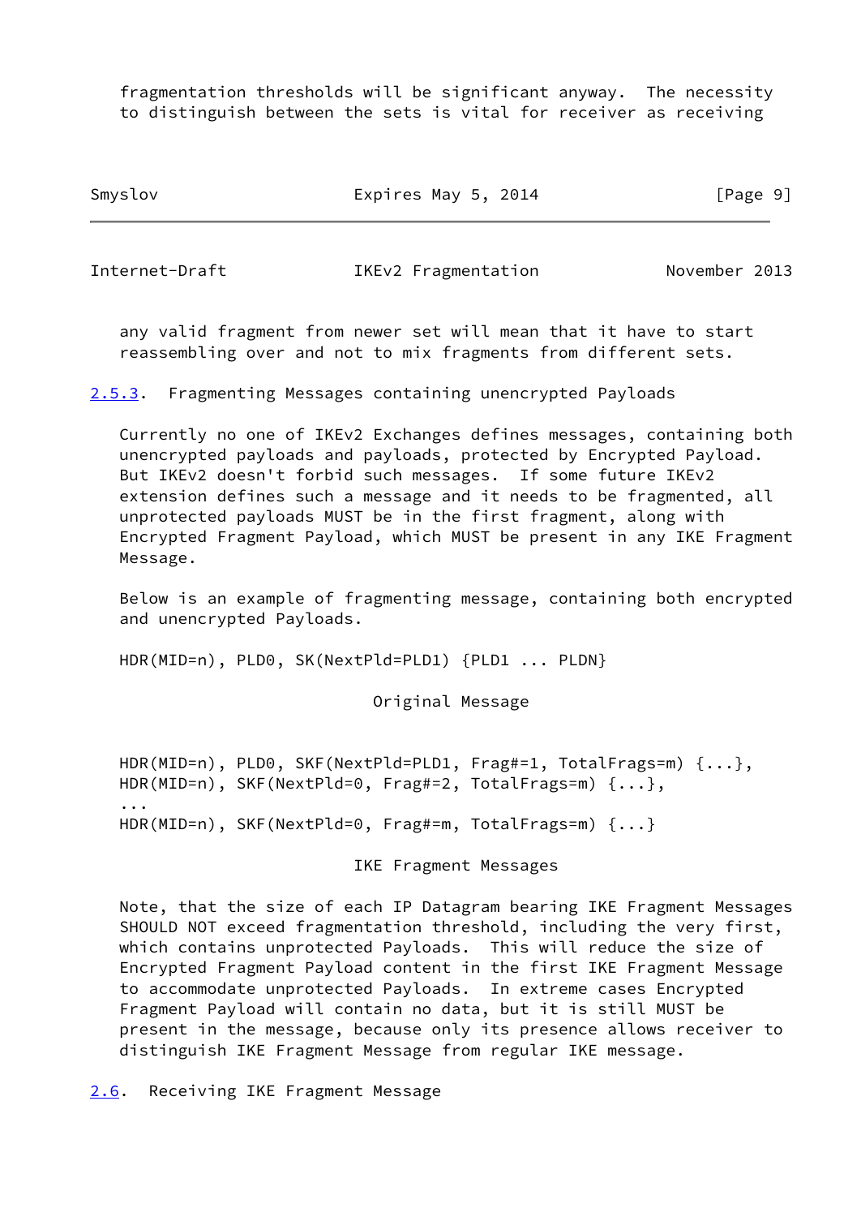fragmentation thresholds will be significant anyway. The necessity to distinguish between the sets is vital for receiver as receiving any valid fragment from newer set will mean that it have to start reassembling over and not to mix fragments from different sets.

### 2.5.3. Fragmenting Messages containing unencrypted Payloads

Currently no one of IKEv2 Exchanges defines messages, containing both unencrypted payloads and payloads, protected by Encrypted Payload. But IKEv2 doesn't forbid such messages. If some future IKEv2 extension defines such a message and it needs to be fragmented, all unprotected payloads MUST be in the first fragment, along with Encrypted Fragment Payload, which MUST be present in any IKE Fragment Message.

Below is an example of fragmenting message, containing both encrypted and unencrypted Payloads.

```
HDR(MID=n), PLD0, SK(NextPld=PLD1) {PLD1 ... PLDN}

                         Original Message


HDR(MID=n), PLD0, SKF(NextPld=PLD1, Frag#=1, TotalFrags=m) {...},
HDR(MID=n), SKF(NextPld=0, Frag#=2, TotalFrags=m) {...},
...
HDR(MID=n), SKF(NextPld=0, Frag#=m, TotalFrags=m) {...}

                       IKE Fragment Messages
```

Note, that the size of each IP Datagram bearing IKE Fragment Messages SHOULD NOT exceed fragmentation threshold, including the very first, which contains unprotected Payloads. This will reduce the size of Encrypted Fragment Payload content in the first IKE Fragment Message to accommodate unprotected Payloads. In extreme cases Encrypted Fragment Payload will contain no data, but it is still MUST be present in the message, because only its presence allows receiver to distinguish IKE Fragment Message from regular IKE message.

## 2.6. Receiving IKE Fragment Message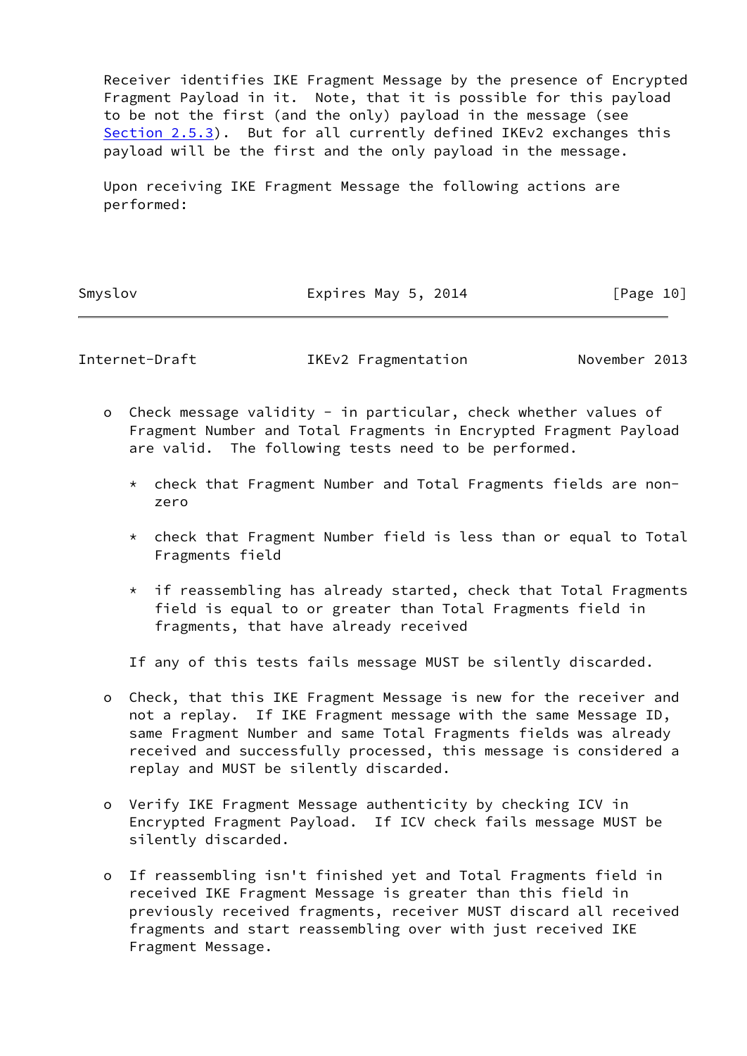Receiver identifies IKE Fragment Message by the presence of Encrypted Fragment Payload in it. Note, that it is possible for this payload to be not the first (and the only) payload in the message (see Section 2.5.3). But for all currently defined IKEv2 exchanges this payload will be the first and the only payload in the message.

Upon receiving IKE Fragment Message the following actions are performed:

- Check message validity - in particular, check whether values of Fragment Number and Total Fragments in Encrypted Fragment Payload are valid. The following tests need to be performed.

  * check that Fragment Number and Total Fragments fields are non-zero

  * check that Fragment Number field is less than or equal to Total Fragments field

  * if reassembling has already started, check that Total Fragments field is equal to or greater than Total Fragments field in fragments, that have already received

  If any of this tests fails message MUST be silently discarded.

- Check, that this IKE Fragment Message is new for the receiver and not a replay. If IKE Fragment message with the same Message ID, same Fragment Number and same Total Fragments fields was already received and successfully processed, this message is considered a replay and MUST be silently discarded.

- Verify IKE Fragment Message authenticity by checking ICV in Encrypted Fragment Payload. If ICV check fails message MUST be silently discarded.

- If reassembling isn't finished yet and Total Fragments field in received IKE Fragment Message is greater than this field in previously received fragments, receiver MUST discard all received fragments and start reassembling over with just received IKE Fragment Message.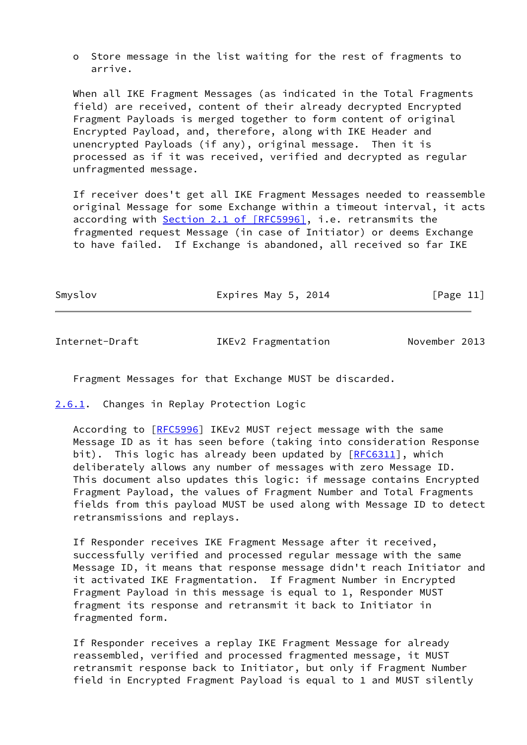- Store message in the list waiting for the rest of fragments to arrive.

When all IKE Fragment Messages (as indicated in the Total Fragments field) are received, content of their already decrypted Encrypted Fragment Payloads is merged together to form content of original Encrypted Payload, and, therefore, along with IKE Header and unencrypted Payloads (if any), original message. Then it is processed as if it was received, verified and decrypted as regular unfragmented message.

If receiver does't get all IKE Fragment Messages needed to reassemble original Message for some Exchange within a timeout interval, it acts according with Section 2.1 of [RFC5996], i.e. retransmits the fragmented request Message (in case of Initiator) or deems Exchange to have failed. If Exchange is abandoned, all received so far IKE Fragment Messages for that Exchange MUST be discarded.

### 2.6.1. Changes in Replay Protection Logic

According to [RFC5996] IKEv2 MUST reject message with the same Message ID as it has seen before (taking into consideration Response bit). This logic has already been updated by [RFC6311], which deliberately allows any number of messages with zero Message ID. This document also updates this logic: if message contains Encrypted Fragment Payload, the values of Fragment Number and Total Fragments fields from this payload MUST be used along with Message ID to detect retransmissions and replays.

If Responder receives IKE Fragment Message after it received, successfully verified and processed regular message with the same Message ID, it means that response message didn't reach Initiator and it activated IKE Fragmentation. If Fragment Number in Encrypted Fragment Payload in this message is equal to 1, Responder MUST fragment its response and retransmit it back to Initiator in fragmented form.

If Responder receives a replay IKE Fragment Message for already reassembled, verified and processed fragmented message, it MUST retransmit response back to Initiator, but only if Fragment Number field in Encrypted Fragment Payload is equal to 1 and MUST silently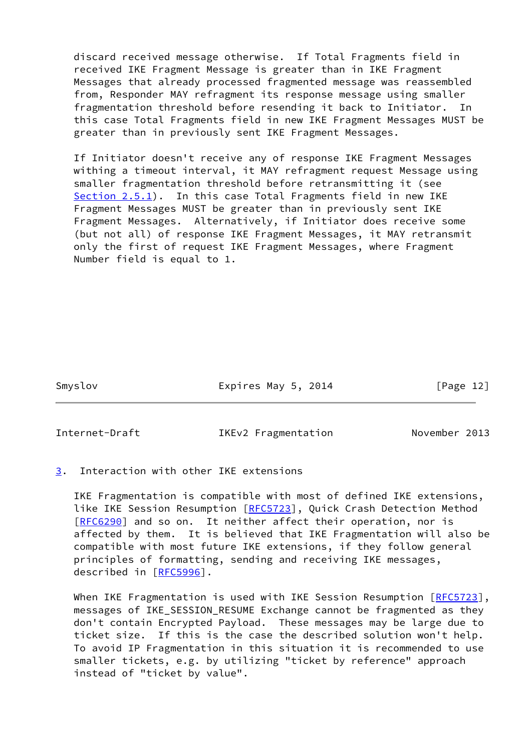discard received message otherwise. If Total Fragments field in received IKE Fragment Message is greater than in IKE Fragment Messages that already processed fragmented message was reassembled from, Responder MAY refragment its response message using smaller fragmentation threshold before resending it back to Initiator. In this case Total Fragments field in new IKE Fragment Messages MUST be greater than in previously sent IKE Fragment Messages.

If Initiator doesn't receive any of response IKE Fragment Messages withing a timeout interval, it MAY refragment request Message using smaller fragmentation threshold before retransmitting it (see Section 2.5.1). In this case Total Fragments field in new IKE Fragment Messages MUST be greater than in previously sent IKE Fragment Messages. Alternatively, if Initiator does receive some (but not all) of response IKE Fragment Messages, it MAY retransmit only the first of request IKE Fragment Messages, where Fragment Number field is equal to 1.

## 3. Interaction with other IKE extensions

IKE Fragmentation is compatible with most of defined IKE extensions, like IKE Session Resumption [RFC5723], Quick Crash Detection Method [RFC6290] and so on. It neither affect their operation, nor is affected by them. It is believed that IKE Fragmentation will also be compatible with most future IKE extensions, if they follow general principles of formatting, sending and receiving IKE messages, described in [RFC5996].

When IKE Fragmentation is used with IKE Session Resumption [RFC5723], messages of IKE_SESSION_RESUME Exchange cannot be fragmented as they don't contain Encrypted Payload. These messages may be large due to ticket size. If this is the case the described solution won't help. To avoid IP Fragmentation in this situation it is recommended to use smaller tickets, e.g. by utilizing "ticket by reference" approach instead of "ticket by value".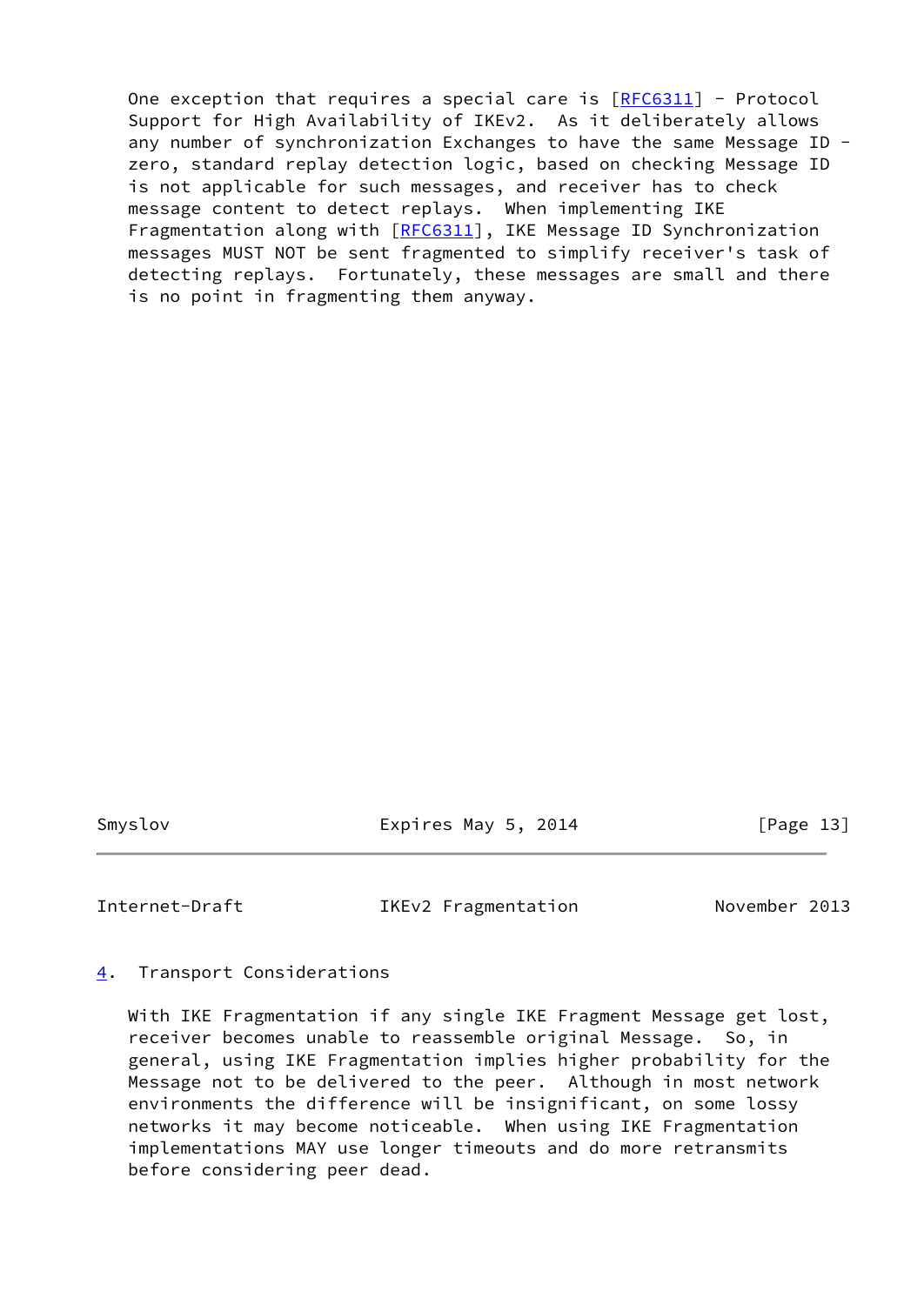One exception that requires a special care is [RFC6311] - Protocol Support for High Availability of IKEv2. As it deliberately allows any number of synchronization Exchanges to have the same Message ID - zero, standard replay detection logic, based on checking Message ID is not applicable for such messages, and receiver has to check message content to detect replays. When implementing IKE Fragmentation along with [RFC6311], IKE Message ID Synchronization messages MUST NOT be sent fragmented to simplify receiver's task of detecting replays. Fortunately, these messages are small and there is no point in fragmenting them anyway.

## 4. Transport Considerations

With IKE Fragmentation if any single IKE Fragment Message get lost, receiver becomes unable to reassemble original Message. So, in general, using IKE Fragmentation implies higher probability for the Message not to be delivered to the peer. Although in most network environments the difference will be insignificant, on some lossy networks it may become noticeable. When using IKE Fragmentation implementations MAY use longer timeouts and do more retransmits before considering peer dead.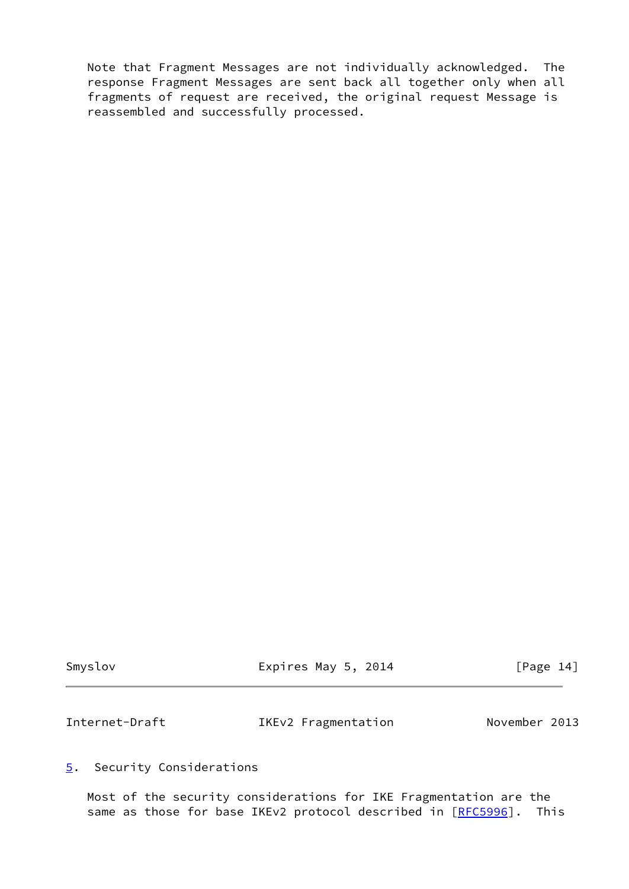Note that Fragment Messages are not individually acknowledged. The response Fragment Messages are sent back all together only when all fragments of request are received, the original request Message is reassembled and successfully processed.

## 5. Security Considerations

Most of the security considerations for IKE Fragmentation are the same as those for base IKEv2 protocol described in [RFC5996]. This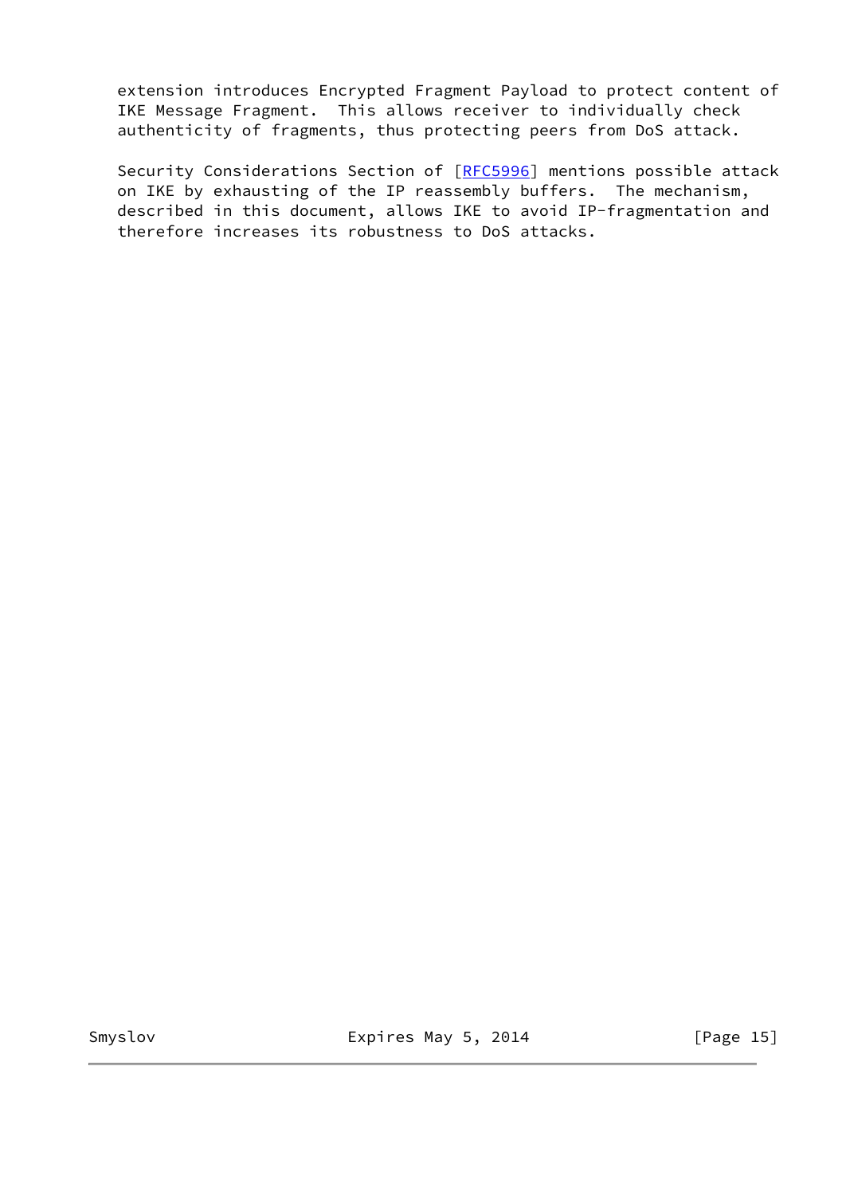extension introduces Encrypted Fragment Payload to protect content of IKE Message Fragment.  This allows receiver to individually check authenticity of fragments, thus protecting peers from DoS attack.

Security Considerations Section of [RFC5996] mentions possible attack on IKE by exhausting of the IP reassembly buffers.  The mechanism, described in this document, allows IKE to avoid IP-fragmentation and therefore increases its robustness to DoS attacks.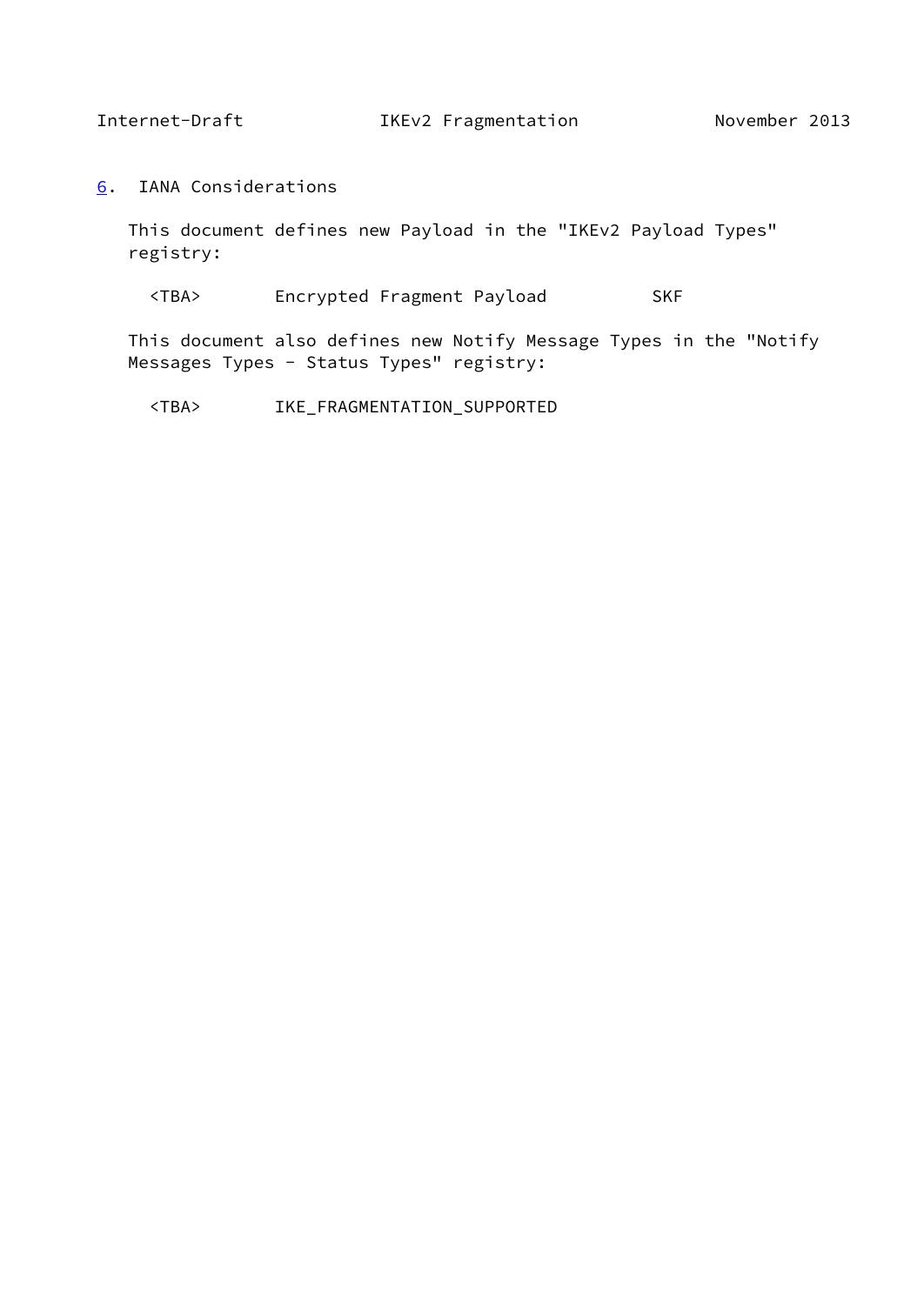## 6. IANA Considerations

This document defines new Payload in the "IKEv2 Payload Types" registry:

```
<TBA>       Encrypted Fragment Payload          SKF
```

This document also defines new Notify Message Types in the "Notify Messages Types - Status Types" registry:

```
<TBA>       IKE_FRAGMENTATION_SUPPORTED
```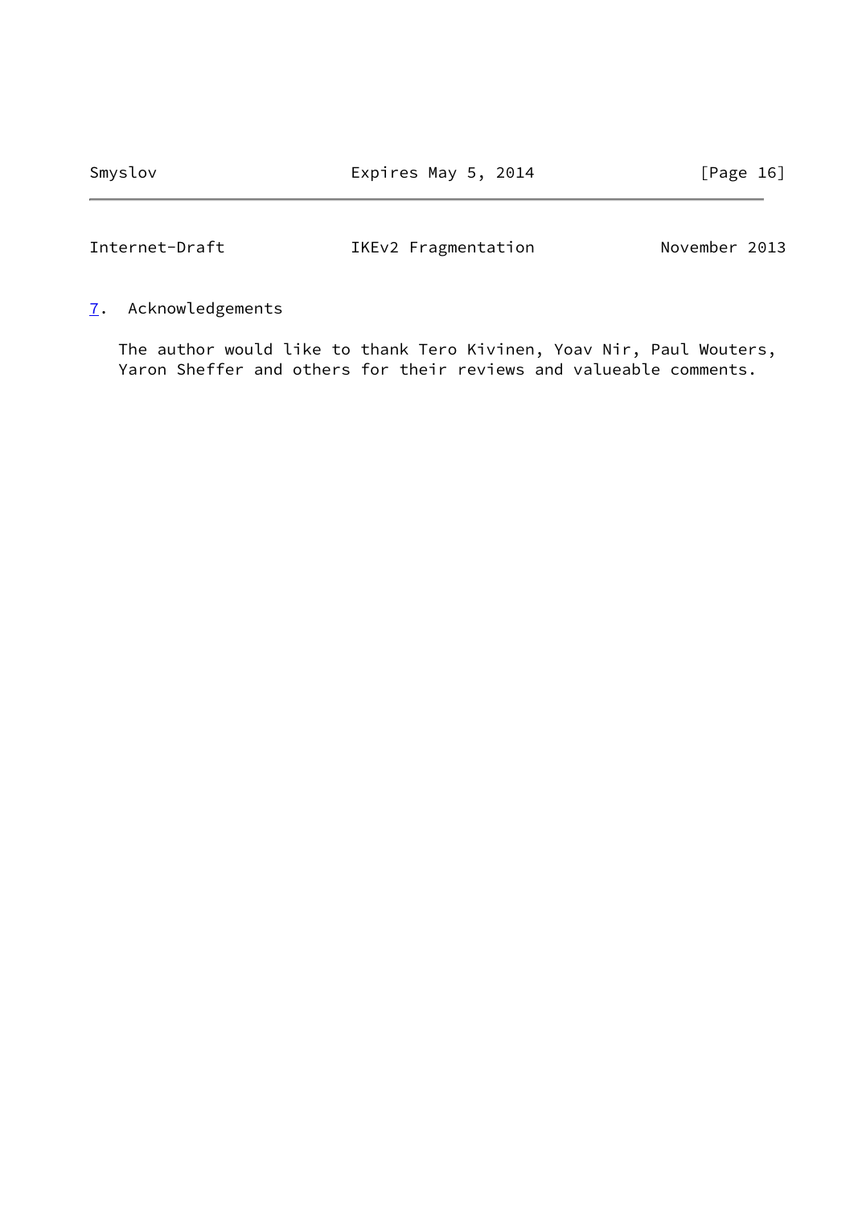## 7. Acknowledgements

The author would like to thank Tero Kivinen, Yoav Nir, Paul Wouters, Yaron Sheffer and others for their reviews and valueable comments.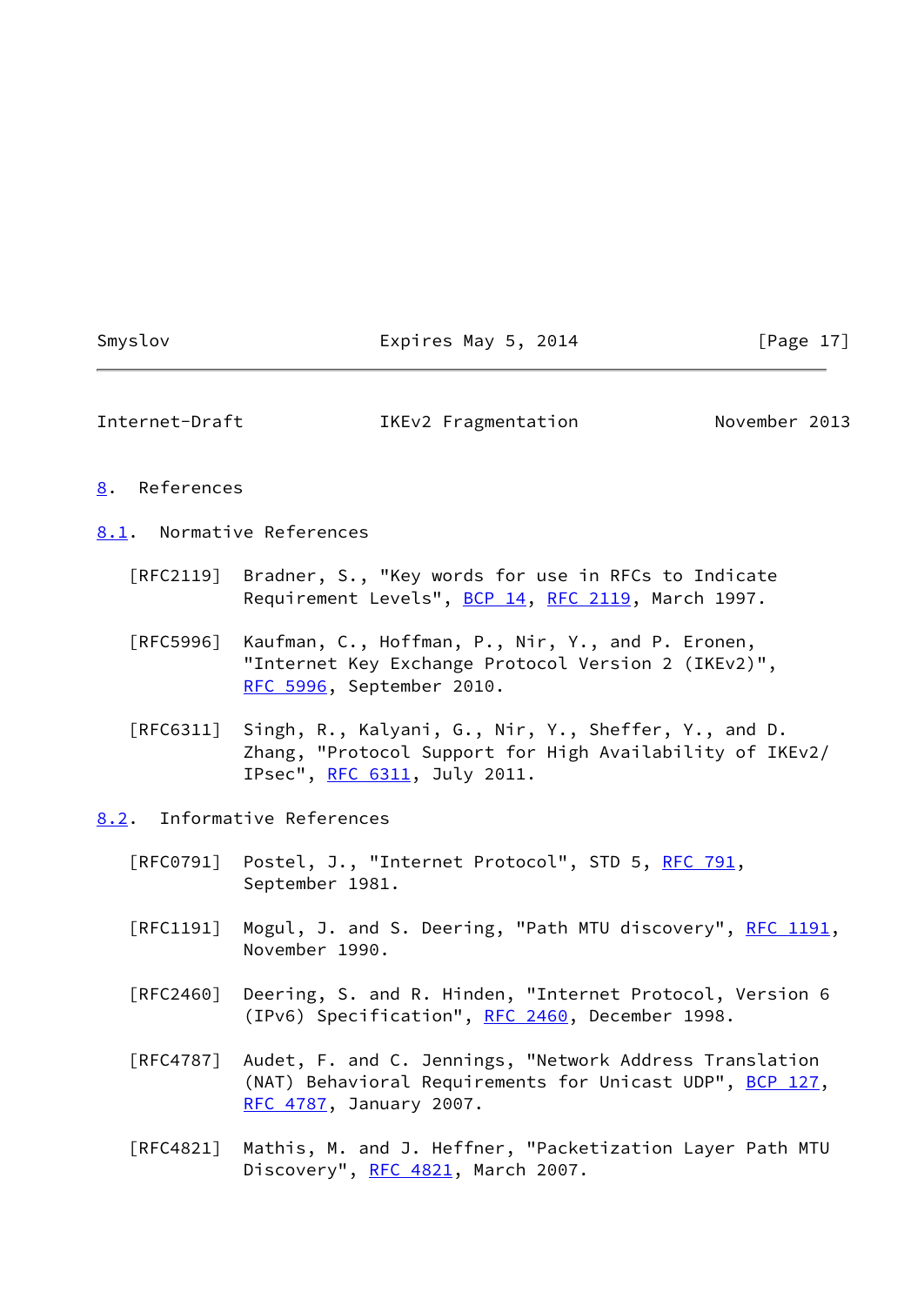## 8. References

### 8.1. Normative References

[RFC2119] Bradner, S., "Key words for use in RFCs to Indicate Requirement Levels", BCP 14, RFC 2119, March 1997.

[RFC5996] Kaufman, C., Hoffman, P., Nir, Y., and P. Eronen, "Internet Key Exchange Protocol Version 2 (IKEv2)", RFC 5996, September 2010.

[RFC6311] Singh, R., Kalyani, G., Nir, Y., Sheffer, Y., and D. Zhang, "Protocol Support for High Availability of IKEv2/IPsec", RFC 6311, July 2011.

### 8.2. Informative References

[RFC0791] Postel, J., "Internet Protocol", STD 5, RFC 791, September 1981.

[RFC1191] Mogul, J. and S. Deering, "Path MTU discovery", RFC 1191, November 1990.

[RFC2460] Deering, S. and R. Hinden, "Internet Protocol, Version 6 (IPv6) Specification", RFC 2460, December 1998.

[RFC4787] Audet, F. and C. Jennings, "Network Address Translation (NAT) Behavioral Requirements for Unicast UDP", BCP 127, RFC 4787, January 2007.

[RFC4821] Mathis, M. and J. Heffner, "Packetization Layer Path MTU Discovery", RFC 4821, March 2007.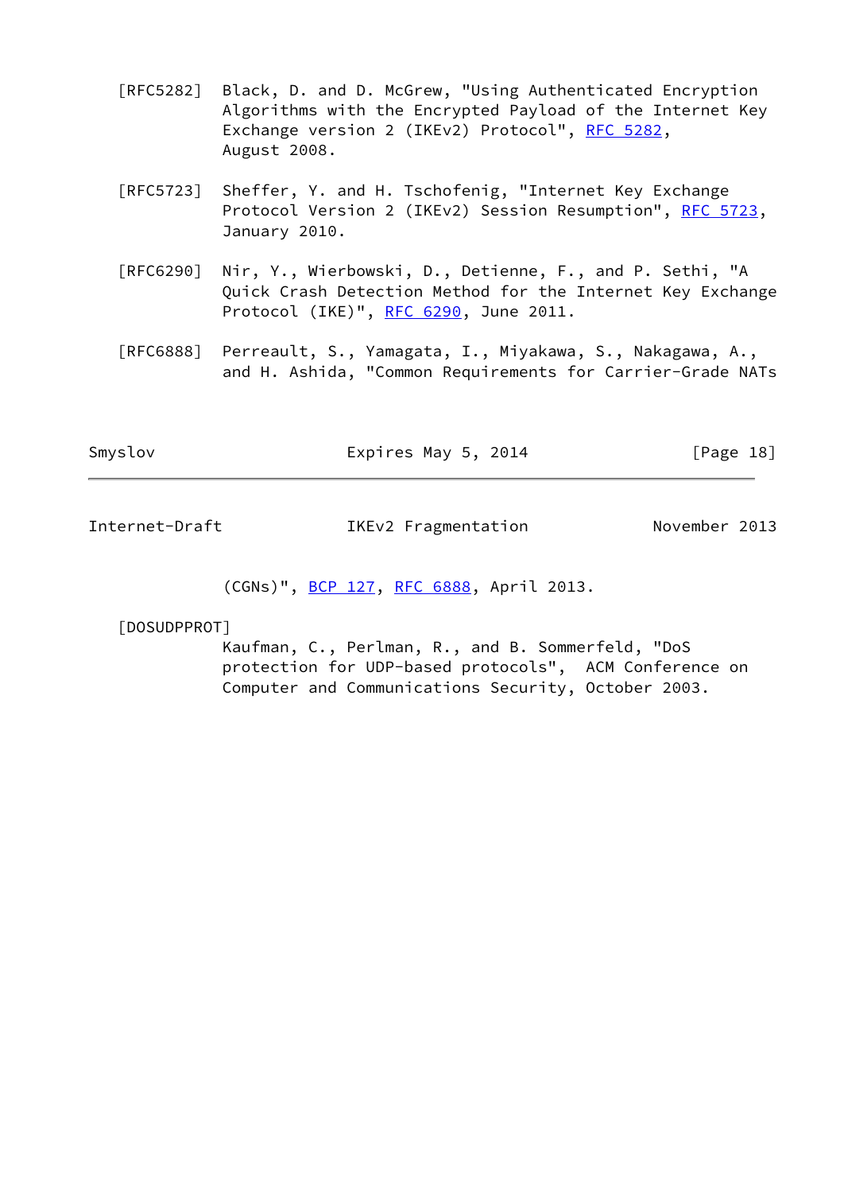[RFC5282] Black, D. and D. McGrew, "Using Authenticated Encryption Algorithms with the Encrypted Payload of the Internet Key Exchange version 2 (IKEv2) Protocol", RFC 5282, August 2008.

[RFC5723] Sheffer, Y. and H. Tschofenig, "Internet Key Exchange Protocol Version 2 (IKEv2) Session Resumption", RFC 5723, January 2010.

[RFC6290] Nir, Y., Wierbowski, D., Detienne, F., and P. Sethi, "A Quick Crash Detection Method for the Internet Key Exchange Protocol (IKE)", RFC 6290, June 2011.

[RFC6888] Perreault, S., Yamagata, I., Miyakawa, S., Nakagawa, A., and H. Ashida, "Common Requirements for Carrier-Grade NATs (CGNs)", BCP 127, RFC 6888, April 2013.

[DOSUDPPROT] Kaufman, C., Perlman, R., and B. Sommerfeld, "DoS protection for UDP-based protocols", ACM Conference on Computer and Communications Security, October 2003.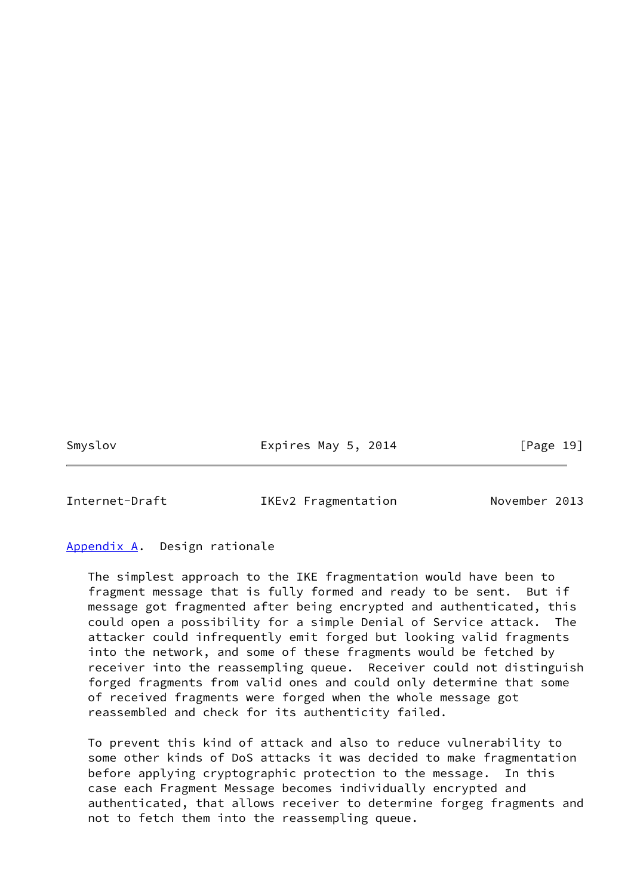## Appendix A. Design rationale

The simplest approach to the IKE fragmentation would have been to fragment message that is fully formed and ready to be sent. But if message got fragmented after being encrypted and authenticated, this could open a possibility for a simple Denial of Service attack. The attacker could infrequently emit forged but looking valid fragments into the network, and some of these fragments would be fetched by receiver into the reassempling queue. Receiver could not distinguish forged fragments from valid ones and could only determine that some of received fragments were forged when the whole message got reassembled and check for its authenticity failed.

To prevent this kind of attack and also to reduce vulnerability to some other kinds of DoS attacks it was decided to make fragmentation before applying cryptographic protection to the message. In this case each Fragment Message becomes individually encrypted and authenticated, that allows receiver to determine forgeg fragments and not to fetch them into the reassempling queue.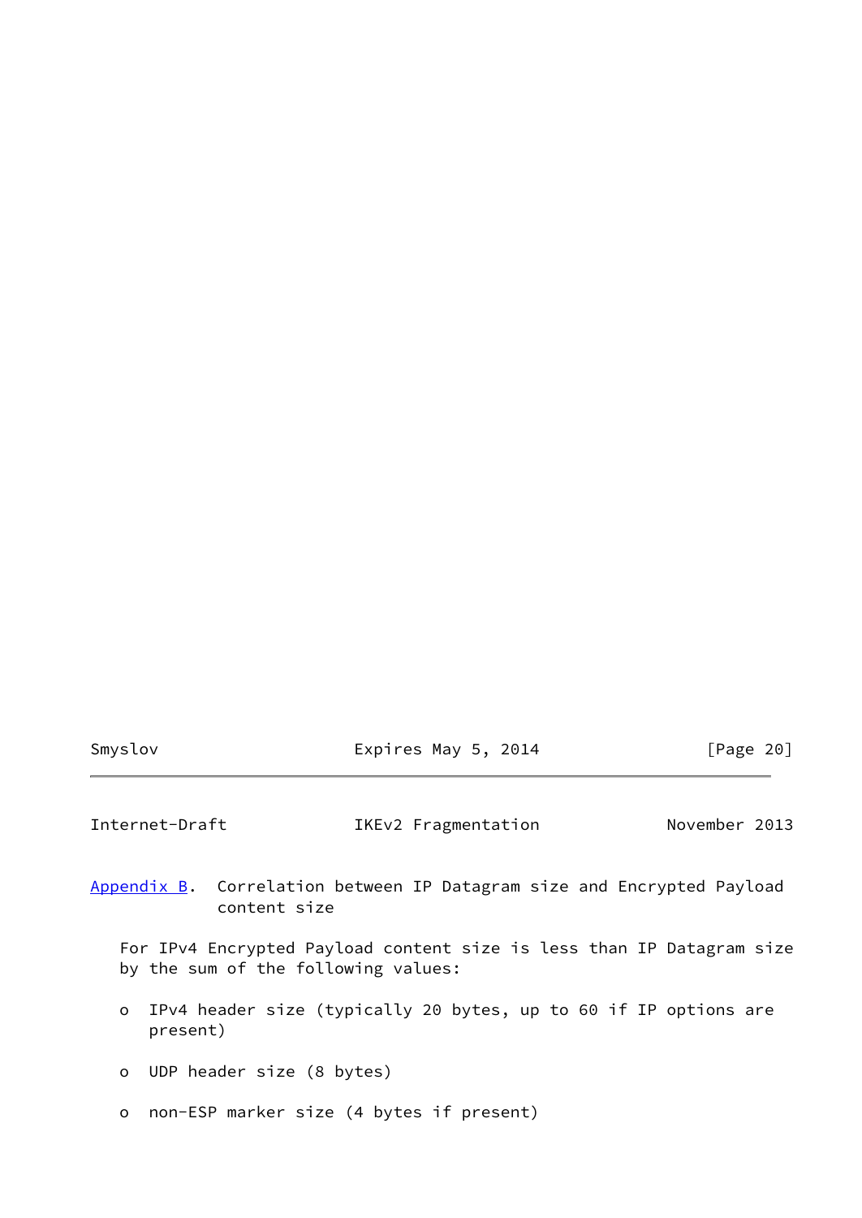## Appendix B. Correlation between IP Datagram size and Encrypted Payload content size

For IPv4 Encrypted Payload content size is less than IP Datagram size by the sum of the following values:

- IPv4 header size (typically 20 bytes, up to 60 if IP options are present)
- UDP header size (8 bytes)
- non-ESP marker size (4 bytes if present)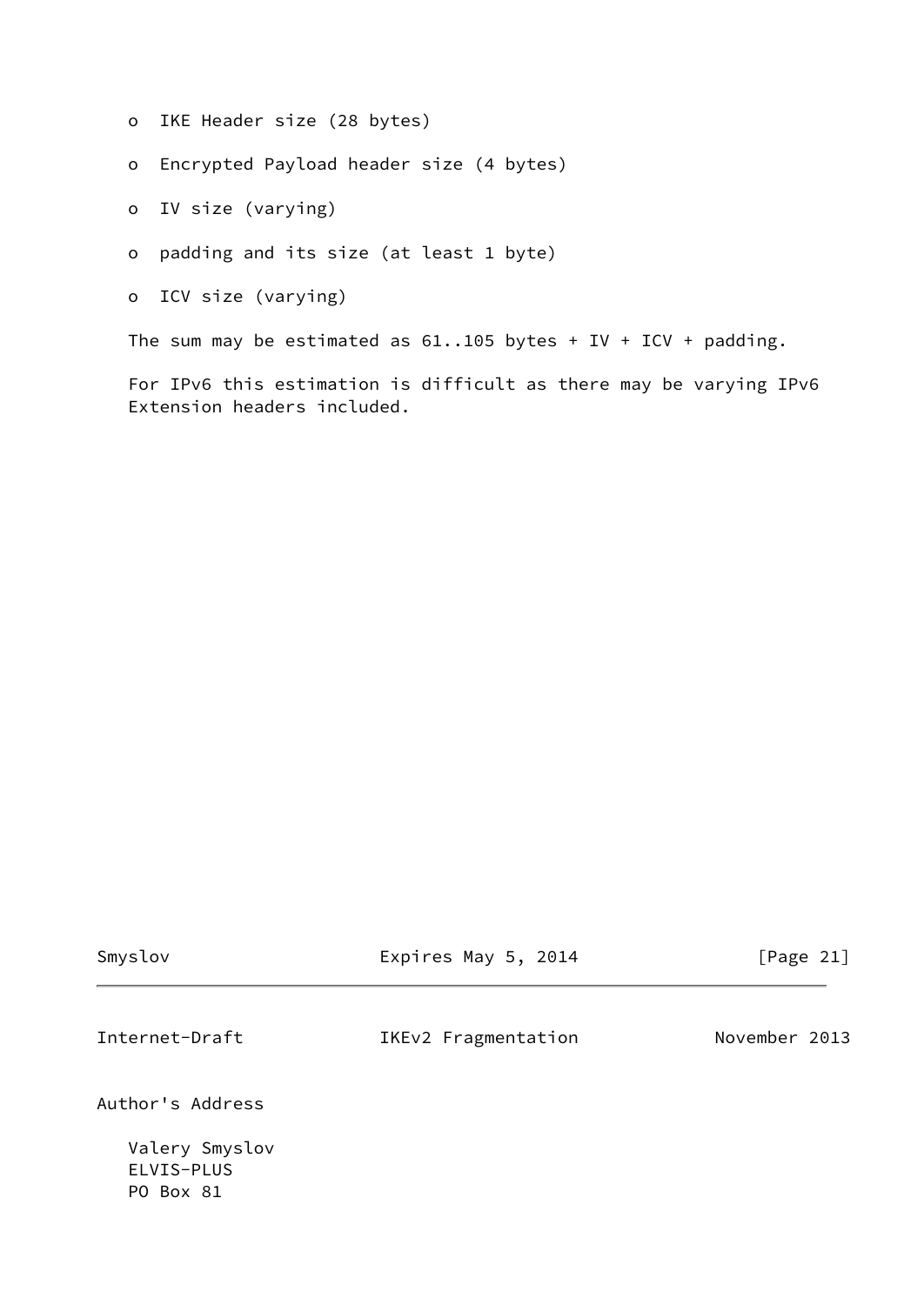- IKE Header size (28 bytes)
- Encrypted Payload header size (4 bytes)
- IV size (varying)
- padding and its size (at least 1 byte)
- ICV size (varying)

The sum may be estimated as 61..105 bytes + IV + ICV + padding.

For IPv6 this estimation is difficult as there may be varying IPv6 Extension headers included.

## Author's Address

Valery Smyslov
ELVIS-PLUS
PO Box 81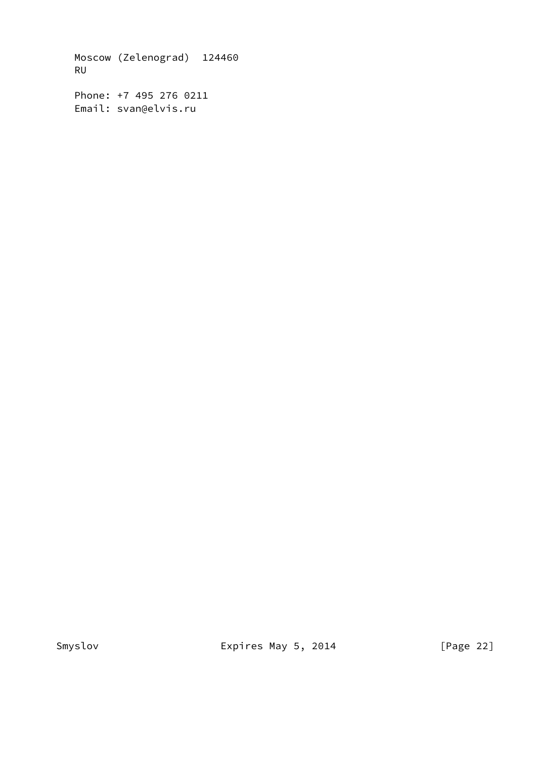Moscow (Zelenograd)  124460
RU

Phone: +7 495 276 0211
Email: svan@elvis.ru